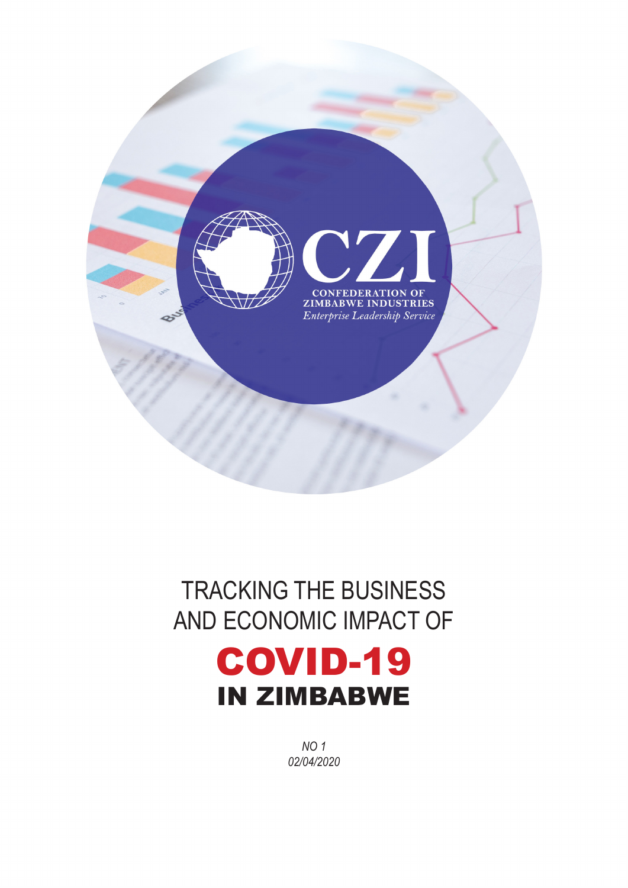CZI

CONFEDERATION OF ZIMBABWE INDUSTRIES

*Enterprise Leadership Service*

# TRACKING THE BUSINESS AND ECONOMIC IMPACT OF COVID-19 IN ZIMBABWE

*NO 1*

*02/04/2020*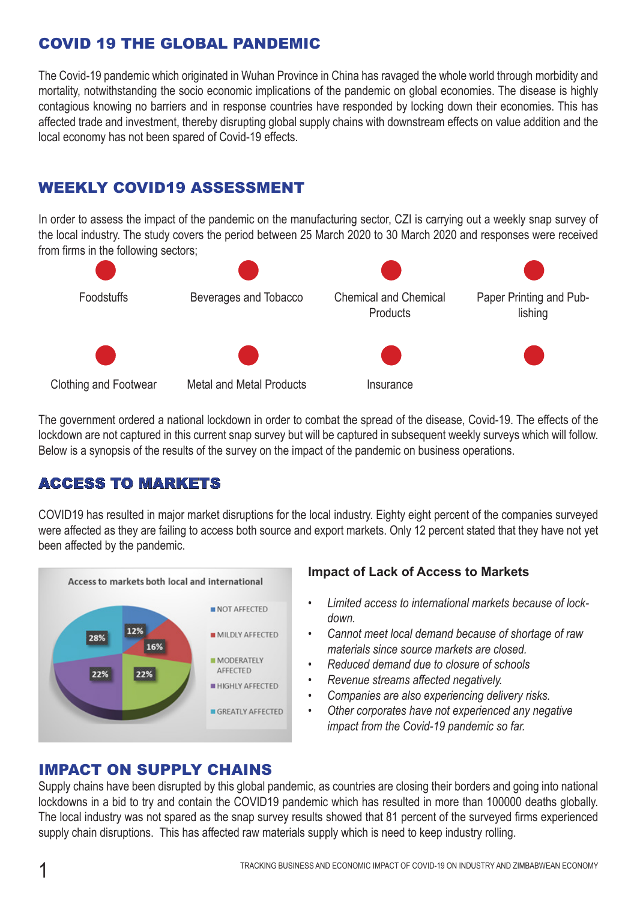## COVID 19 THE GLOBAL PANDEMIC

The Covid-19 pandemic which originated in Wuhan Province in China has ravaged the whole world through morbidity and mortality, notwithstanding the socio economic implications of the pandemic on global economies. The disease is highly contagious knowing no barriers and in response countries have responded by locking down their economies. This has affected trade and investment, thereby disrupting global supply chains with downstream effects on value addition and the local economy has not been spared of Covid-19 effects.

## WEEKLY COVID19 ASSESSMENT

In order to assess the impact of the pandemic on the manufacturing sector, CZI is carrying out a weekly snap survey of the local industry. The study covers the period between 25 March 2020 to 30 March 2020 and responses were received from firms in the following sectors;

- Foodstuffs
- Beverages and Tobacco
- Chemical and Chemical Products
- Paper Printing and Publishing
- Clothing and Footwear
- Metal and Metal Products
- Insurance

The government ordered a national lockdown in order to combat the spread of the disease, Covid-19. The effects of the lockdown are not captured in this current snap survey but will be captured in subsequent weekly surveys which will follow. Below is a synopsis of the results of the survey on the impact of the pandemic on business operations.

## ACCESS TO MARKETS

COVID19 has resulted in major market disruptions for the local industry. Eighty eight percent of the companies surveyed were affected as they are failing to access both source and export markets. Only 12 percent stated that they have not yet been affected by the pandemic.

Access to markets both local and international

| Category | Percentage |
| --- | --- |
| NOT AFFECTED | 12% |
| MILDLY AFFECTED | 16% |
| MODERATELY AFFECTED | 22% |
| HIGHLY AFFECTED | 22% |
| GREATLY AFFECTED | 28% |

### Impact of Lack of Access to Markets

- *Limited access to international markets because of lockdown.*
- *Cannot meet local demand because of shortage of raw materials since source markets are closed.*
- *Reduced demand due to closure of schools*
- *Revenue streams affected negatively.*
- *Companies are also experiencing delivery risks.*
- *Other corporates have not experienced any negative impact from the Covid-19 pandemic so far.*

## IMPACT ON SUPPLY CHAINS

Supply chains have been disrupted by this global pandemic, as countries are closing their borders and going into national lockdowns in a bid to try and contain the COVID19 pandemic which has resulted in more than 100000 deaths globally. The local industry was not spared as the snap survey results showed that 81 percent of the surveyed firms experienced supply chain disruptions. This has affected raw materials supply which is need to keep industry rolling.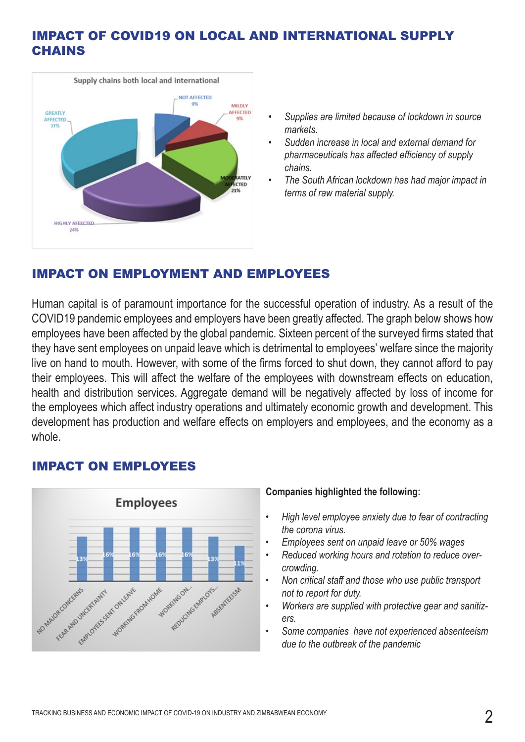## IMPACT OF COVID19 ON LOCAL AND INTERNATIONAL SUPPLY CHAINS

- *Supplies are limited because of lockdown in source markets.*
- *Sudden increase in local and external demand for pharmaceuticals has affected efficiency of supply chains.*
- *The South African lockdown has had major impact in terms of raw material supply.*

## IMPACT ON EMPLOYMENT AND EMPLOYEES

Human capital is of paramount importance for the successful operation of industry. As a result of the COVID19 pandemic employees and employers have been greatly affected. The graph below shows how employees have been affected by the global pandemic. Sixteen percent of the surveyed firms stated that they have sent employees on unpaid leave which is detrimental to employees' welfare since the majority live on hand to mouth. However, with some of the firms forced to shut down, they cannot afford to pay their employees. This will affect the welfare of the employees with downstream effects on education, health and distribution services. Aggregate demand will be negatively affected by loss of income for the employees which affect industry operations and ultimately economic growth and development. This development has production and welfare effects on employers and employees, and the economy as a whole.

## IMPACT ON EMPLOYEES

**Companies highlighted the following:**

- *High level employee anxiety due to fear of contracting the corona virus.*
- *Employees sent on unpaid leave or 50% wages*
- *Reduced working hours and rotation to reduce over-crowding.*
- *Non critical staff and those who use public transport not to report for duty.*
- *Workers are supplied with protective gear and sanitizers.*
- *Some companies have not experienced absenteeism due to the outbreak of the pandemic*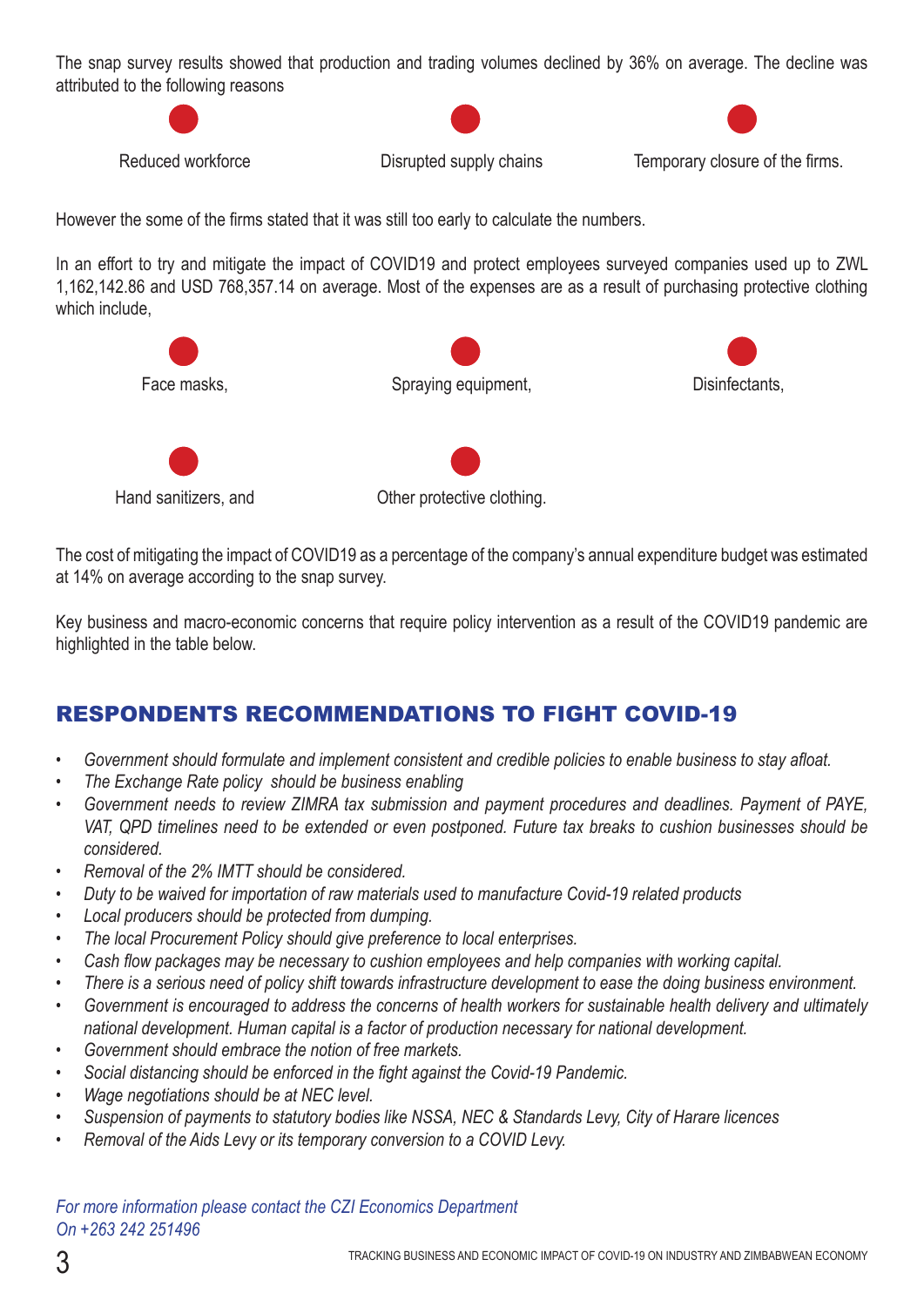The snap survey results showed that production and trading volumes declined by 36% on average. The decline was attributed to the following reasons

- Reduced workforce
- Disrupted supply chains
- Temporary closure of the firms.

However the some of the firms stated that it was still too early to calculate the numbers.

In an effort to try and mitigate the impact of COVID19 and protect employees surveyed companies used up to ZWL 1,162,142.86 and USD 768,357.14 on average. Most of the expenses are as a result of purchasing protective clothing which include,

- Face masks,
- Spraying equipment,
- Disinfectants,
- Hand sanitizers, and
- Other protective clothing.

The cost of mitigating the impact of COVID19 as a percentage of the company's annual expenditure budget was estimated at 14% on average according to the snap survey.

Key business and macro-economic concerns that require policy intervention as a result of the COVID19 pandemic are highlighted in the table below.

## RESPONDENTS RECOMMENDATIONS TO FIGHT COVID-19

- *Government should formulate and implement consistent and credible policies to enable business to stay afloat.*
- *The Exchange Rate policy should be business enabling*
- *Government needs to review ZIMRA tax submission and payment procedures and deadlines. Payment of PAYE, VAT, QPD timelines need to be extended or even postponed. Future tax breaks to cushion businesses should be considered.*
- *Removal of the 2% IMTT should be considered.*
- *Duty to be waived for importation of raw materials used to manufacture Covid-19 related products*
- *Local producers should be protected from dumping.*
- *The local Procurement Policy should give preference to local enterprises.*
- *Cash flow packages may be necessary to cushion employees and help companies with working capital.*
- *There is a serious need of policy shift towards infrastructure development to ease the doing business environment.*
- *Government is encouraged to address the concerns of health workers for sustainable health delivery and ultimately national development. Human capital is a factor of production necessary for national development.*
- *Government should embrace the notion of free markets.*
- *Social distancing should be enforced in the fight against the Covid-19 Pandemic.*
- *Wage negotiations should be at NEC level.*
- *Suspension of payments to statutory bodies like NSSA, NEC & Standards Levy, City of Harare licences*
- *Removal of the Aids Levy or its temporary conversion to a COVID Levy.*

*For more information please contact the CZI Economics Department*
*On +263 242 251496*